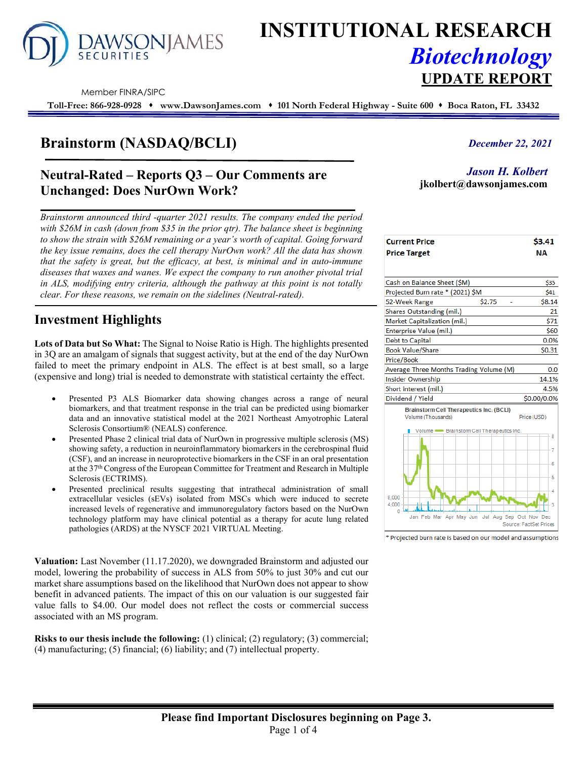# INSTITUTIONAL RESEARCH

## *Biotechnology*

## UPDATE REPORT

DAWSON JAMES SECURITIES

Member FINRA/SIPC

**Toll-Free: 866-928-0928 ♦ www.DawsonJames.com ♦ 101 North Federal Highway - Suite 600 ♦ Boca Raton, FL 33432**

## Brainstorm (NASDAQ/BCLI)

***December 22, 2021***

### Neutral-Rated – Reports Q3 – Our Comments are Unchanged: Does NurOwn Work?

***Jason H. Kolbert***
**jkolbert@dawsonjames.com**

*Brainstorm announced third -quarter 2021 results. The company ended the period with $26M in cash (down from $35 in the prior qtr). The balance sheet is beginning to show the strain with $26M remaining or a year's worth of capital. Going forward the key issue remains, does the cell therapy NurOwn work? All the data has shown that the safety is great, but the efficacy, at best, is minimal and in auto-immune diseases that waxes and wanes. We expect the company to run another pivotal trial in ALS, modifying entry criteria, although the pathway at this point is not totally clear. For these reasons, we remain on the sidelines (Neutral-rated).*

| | |
|---|---|
| **Current Price** | **$3.41** |
| **Price Target** | **NA** |

| | | |
|---|---|---|
| Cash on Balance Sheet ($M) | | $35 |
| Projected Burn rate * (2021) $M | | $41 |
| 52-Week Range | $2.75 - | $8.14 |
| Shares Outstanding (mil.) | | 21 |
| Market Capitalization (mil.) | | $71 |
| Enterprise Value (mil.) | | $60 |
| Debt to Capital | | 0.0% |
| Book Value/Share | | $0.31 |
| Price/Book | | |
| Average Three Months Trading Volume (M) | | 0.0 |
| Insider Ownership | | 14.1% |
| Short interest (mil.) | | 4.5% |
| Dividend / Yield | | $0.00/0.0% |

Brainstorm Cell Therapeutics Inc. (BCLI) — Volume (Thousands), Price (USD). Source: FactSet Prices

\* Projected burn rate is based on our model and assumptions

## Investment Highlights

**Lots of Data but So What:** The Signal to Noise Ratio is High. The highlights presented in 3Q are an amalgam of signals that suggest activity, but at the end of the day NurOwn failed to meet the primary endpoint in ALS. The effect is at best small, so a large (expensive and long) trial is needed to demonstrate with statistical certainty the effect.

- Presented P3 ALS Biomarker data showing changes across a range of neural biomarkers, and that treatment response in the trial can be predicted using biomarker data and an innovative statistical model at the 2021 Northeast Amyotrophic Lateral Sclerosis Consortium® (NEALS) conference.
- Presented Phase 2 clinical trial data of NurOwn in progressive multiple sclerosis (MS) showing safety, a reduction in neuroinflammatory biomarkers in the cerebrospinal fluid (CSF), and an increase in neuroprotective biomarkers in the CSF in an oral presentation at the 37th Congress of the European Committee for Treatment and Research in Multiple Sclerosis (ECTRIMS).
- Presented preclinical results suggesting that intrathecal administration of small extracellular vesicles (sEVs) isolated from MSCs which were induced to secrete increased levels of regenerative and immunoregulatory factors based on the NurOwn technology platform may have clinical potential as a therapy for acute lung related pathologies (ARDS) at the NYSCF 2021 VIRTUAL Meeting.

**Valuation:** Last November (11.17.2020), we downgraded Brainstorm and adjusted our model, lowering the probability of success in ALS from 50% to just 30% and cut our market share assumptions based on the likelihood that NurOwn does not appear to show benefit in advanced patients. The impact of this on our valuation is our suggested fair value falls to $4.00. Our model does not reflect the costs or commercial success associated with an MS program.

**Risks to our thesis include the following:** (1) clinical; (2) regulatory; (3) commercial; (4) manufacturing; (5) financial; (6) liability; and (7) intellectual property.

**Please find Important Disclosures beginning on Page 3.**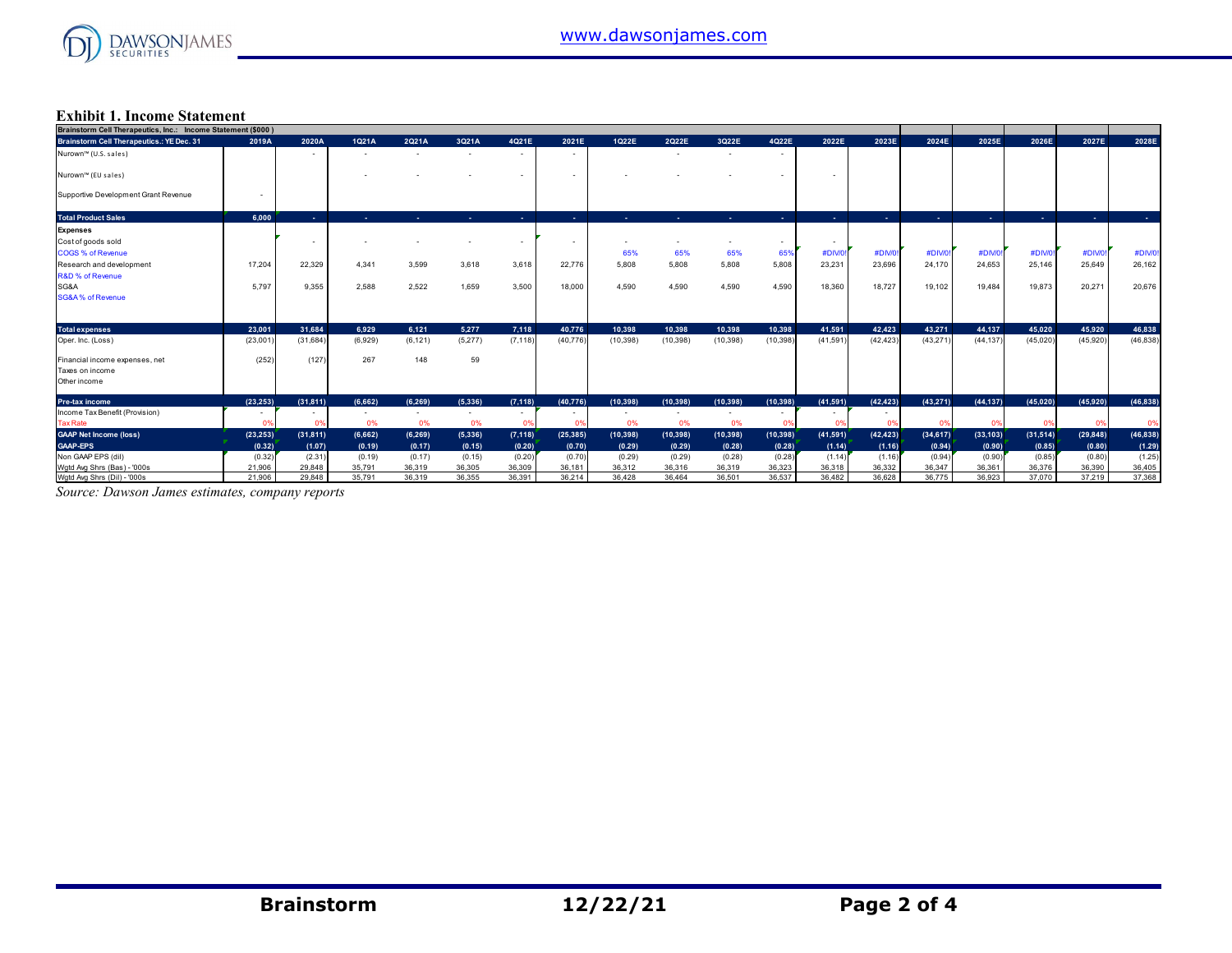**Exhibit 1. Income Statement**

| Brainstorm Cell Therapeutics, Inc.: Income Statement ($000 ) | | | | | | | | | | | | | | | | | | |
|---|---|---|---|---|---|---|---|---|---|---|---|---|---|---|---|---|---|---|
| Brainstorm Cell Therapeutics.: YE Dec. 31 | 2019A | 2020A | 1Q21A | 2Q21A | 3Q21A | 4Q21E | 2021E | 1Q22E | 2Q22E | 3Q22E | 4Q22E | 2022E | 2023E | 2024E | 2025E | 2026E | 2027E | 2028E |
| Nurown™ (U.S. sales) | | - | - | - | - | - | - | | - | - | - | | | | | | | |
| Nurown™ (EU sales) | | | - | - | - | - | - | - | - | - | - | - | | | | | | |
| Supportive Development Grant Revenue | - | | | | | | | | | | | | | | | | | |
| **Total Product Sales** | **6,000** | **-** | **-** | **-** | **-** | **-** | **-** | **-** | **-** | **-** | **-** | **-** | **-** | **-** | **-** | **-** | **-** | **-** |
| **Expenses** | | | | | | | | | | | | | | | | | | |
| Cost of goods sold | | - | - | - | - | - | - | - | - | - | - | - | | | | | | |
| COGS % of Revenue | | | | | | | | 65% | 65% | 65% | 65% | #DIV/0! | #DIV/0! | #DIV/0! | #DIV/0! | #DIV/0! | #DIV/0! | #DIV/0! |
| Research and development | 17,204 | 22,329 | 4,341 | 3,599 | 3,618 | 3,618 | 22,776 | 5,808 | 5,808 | 5,808 | 5,808 | 23,231 | 23,696 | 24,170 | 24,653 | 25,146 | 25,649 | 26,162 |
| R&D % of Revenue | | | | | | | | | | | | | | | | | | |
| SG&A | 5,797 | 9,355 | 2,588 | 2,522 | 1,659 | 3,500 | 18,000 | 4,590 | 4,590 | 4,590 | 4,590 | 18,360 | 18,727 | 19,102 | 19,484 | 19,873 | 20,271 | 20,676 |
| SG&A % of Revenue | | | | | | | | | | | | | | | | | | |
| **Total expenses** | **23,001** | **31,684** | **6,929** | **6,121** | **5,277** | **7,118** | **40,776** | **10,398** | **10,398** | **10,398** | **10,398** | **41,591** | **42,423** | **43,271** | **44,137** | **45,020** | **45,920** | **46,838** |
| Oper. Inc. (Loss) | (23,001) | (31,684) | (6,929) | (6,121) | (5,277) | (7,118) | (40,776) | (10,398) | (10,398) | (10,398) | (10,398) | (41,591) | (42,423) | (43,271) | (44,137) | (45,020) | (45,920) | (46,838) |
| Financial income expenses, net | (252) | (127) | 267 | 148 | 59 | | | | | | | | | | | | | |
| Taxes on income | | | | | | | | | | | | | | | | | | |
| Other income | | | | | | | | | | | | | | | | | | |
| **Pre-tax income** | **(23,253)** | **(31,811)** | **(6,662)** | **(6,269)** | **(5,336)** | **(7,118)** | **(40,776)** | **(10,398)** | **(10,398)** | **(10,398)** | **(10,398)** | **(41,591)** | **(42,423)** | **(43,271)** | **(44,137)** | **(45,020)** | **(45,920)** | **(46,838)** |
| Income Tax Benefit (Provision) | - | - | - | - | - | - | - | - | - | - | - | - | - | | | | | |
| Tax Rate | 0% | 0% | 0% | 0% | 0% | 0% | 0% | 0% | 0% | 0% | 0% | 0% | 0% | 0% | 0% | 0% | 0% | 0% |
| **GAAP Net Income (loss)** | **(23,253)** | **(31,811)** | **(6,662)** | **(6,269)** | **(5,336)** | **(7,118)** | **(25,385)** | **(10,398)** | **(10,398)** | **(10,398)** | **(10,398)** | **(41,591)** | **(42,423)** | **(34,617)** | **(33,103)** | **(31,514)** | **(29,848)** | **(46,838)** |
| **GAAP-EPS** | **(0.32)** | **(1.07)** | **(0.19)** | **(0.17)** | **(0.15)** | **(0.20)** | **(0.70)** | **(0.29)** | **(0.29)** | **(0.28)** | **(0.28)** | **(1.14)** | **(1.16)** | **(0.94)** | **(0.90)** | **(0.85)** | **(0.80)** | **(1.29)** |
| Non GAAP EPS (dil) | (0.32) | (2.31) | (0.19) | (0.17) | (0.15) | (0.20) | (0.70) | (0.29) | (0.29) | (0.28) | (0.28) | (1.14) | (1.16) | (0.94) | (0.90) | (0.85) | (0.80) | (1.25) |
| Wgtd Avg Shrs (Bas) - '000s | 21,906 | 29,848 | 35,791 | 36,319 | 36,305 | 36,309 | 36,181 | 36,312 | 36,316 | 36,319 | 36,323 | 36,318 | 36,332 | 36,347 | 36,361 | 36,376 | 36,390 | 36,405 |
| Wgtd Avg Shrs (Dil) - '000s | 21,906 | 29,848 | 35,791 | 36,319 | 36,355 | 36,391 | 36,214 | 36,428 | 36,464 | 36,501 | 36,537 | 36,482 | 36,628 | 36,775 | 36,923 | 37,070 | 37,219 | 37,368 |

*Source: Dawson James estimates, company reports*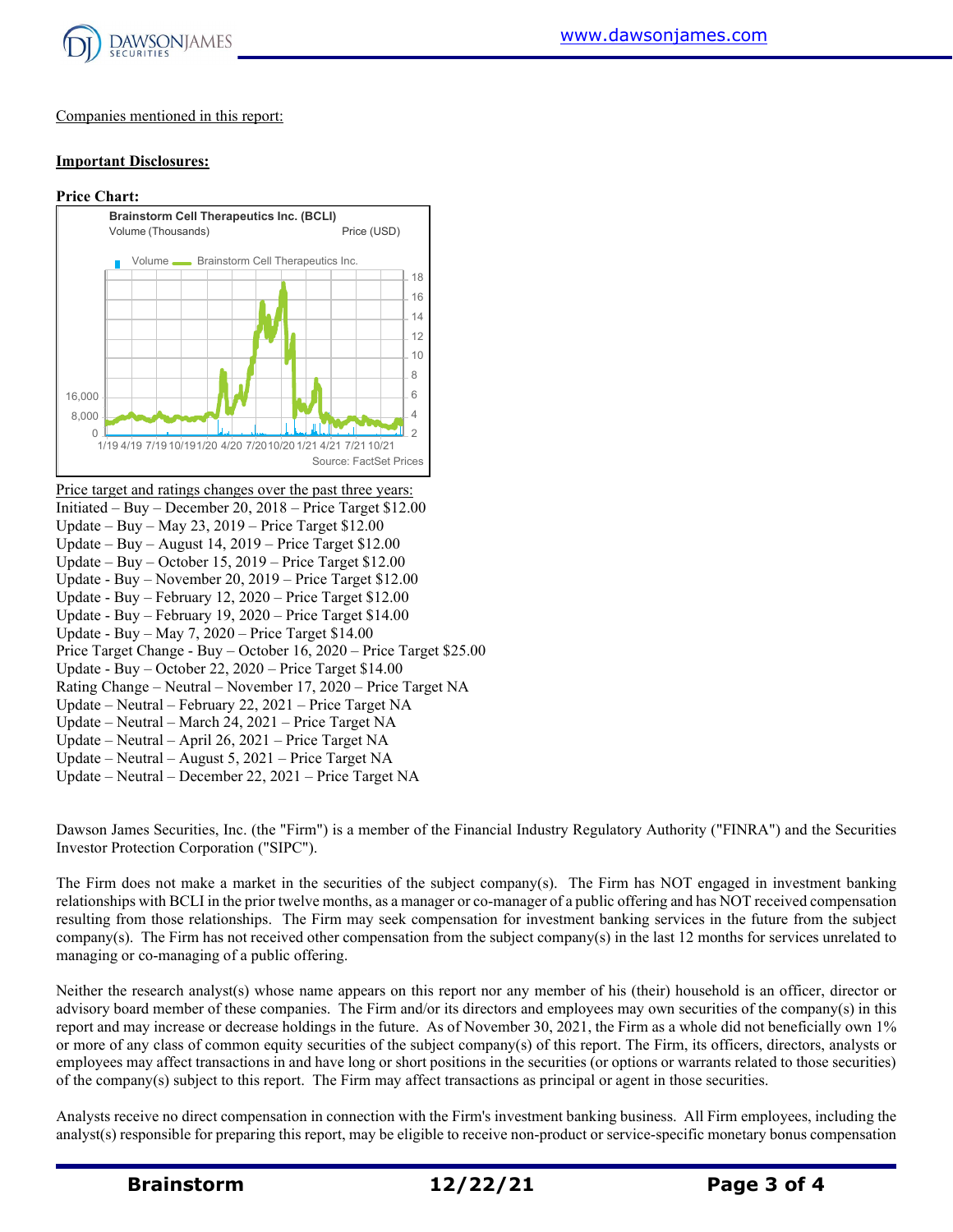Companies mentioned in this report:

**Important Disclosures:**

**Price Chart:**

Brainstorm Cell Therapeutics Inc. (BCLI)
Volume (Thousands) Price (USD)

Source: FactSet Prices

Price target and ratings changes over the past three years:

Initiated – Buy – December 20, 2018 – Price Target $12.00
Update – Buy – May 23, 2019 – Price Target $12.00
Update – Buy – August 14, 2019 – Price Target $12.00
Update – Buy – October 15, 2019 – Price Target $12.00
Update - Buy – November 20, 2019 – Price Target $12.00
Update - Buy – February 12, 2020 – Price Target $12.00
Update - Buy – February 19, 2020 – Price Target $14.00
Update - Buy – May 7, 2020 – Price Target $14.00
Price Target Change - Buy – October 16, 2020 – Price Target $25.00
Update - Buy – October 22, 2020 – Price Target $14.00
Rating Change – Neutral – November 17, 2020 – Price Target NA
Update – Neutral – February 22, 2021 – Price Target NA
Update – Neutral – March 24, 2021 – Price Target NA
Update – Neutral – April 26, 2021 – Price Target NA
Update – Neutral – August 5, 2021 – Price Target NA
Update – Neutral – December 22, 2021 – Price Target NA

Dawson James Securities, Inc. (the "Firm") is a member of the Financial Industry Regulatory Authority ("FINRA") and the Securities Investor Protection Corporation ("SIPC").

The Firm does not make a market in the securities of the subject company(s). The Firm has NOT engaged in investment banking relationships with BCLI in the prior twelve months, as a manager or co-manager of a public offering and has NOT received compensation resulting from those relationships. The Firm may seek compensation for investment banking services in the future from the subject company(s). The Firm has not received other compensation from the subject company(s) in the last 12 months for services unrelated to managing or co-managing of a public offering.

Neither the research analyst(s) whose name appears on this report nor any member of his (their) household is an officer, director or advisory board member of these companies. The Firm and/or its directors and employees may own securities of the company(s) in this report and may increase or decrease holdings in the future. As of November 30, 2021, the Firm as a whole did not beneficially own 1% or more of any class of common equity securities of the subject company(s) of this report. The Firm, its officers, directors, analysts or employees may affect transactions in and have long or short positions in the securities (or options or warrants related to those securities) of the company(s) subject to this report. The Firm may affect transactions as principal or agent in those securities.

Analysts receive no direct compensation in connection with the Firm's investment banking business. All Firm employees, including the analyst(s) responsible for preparing this report, may be eligible to receive non-product or service-specific monetary bonus compensation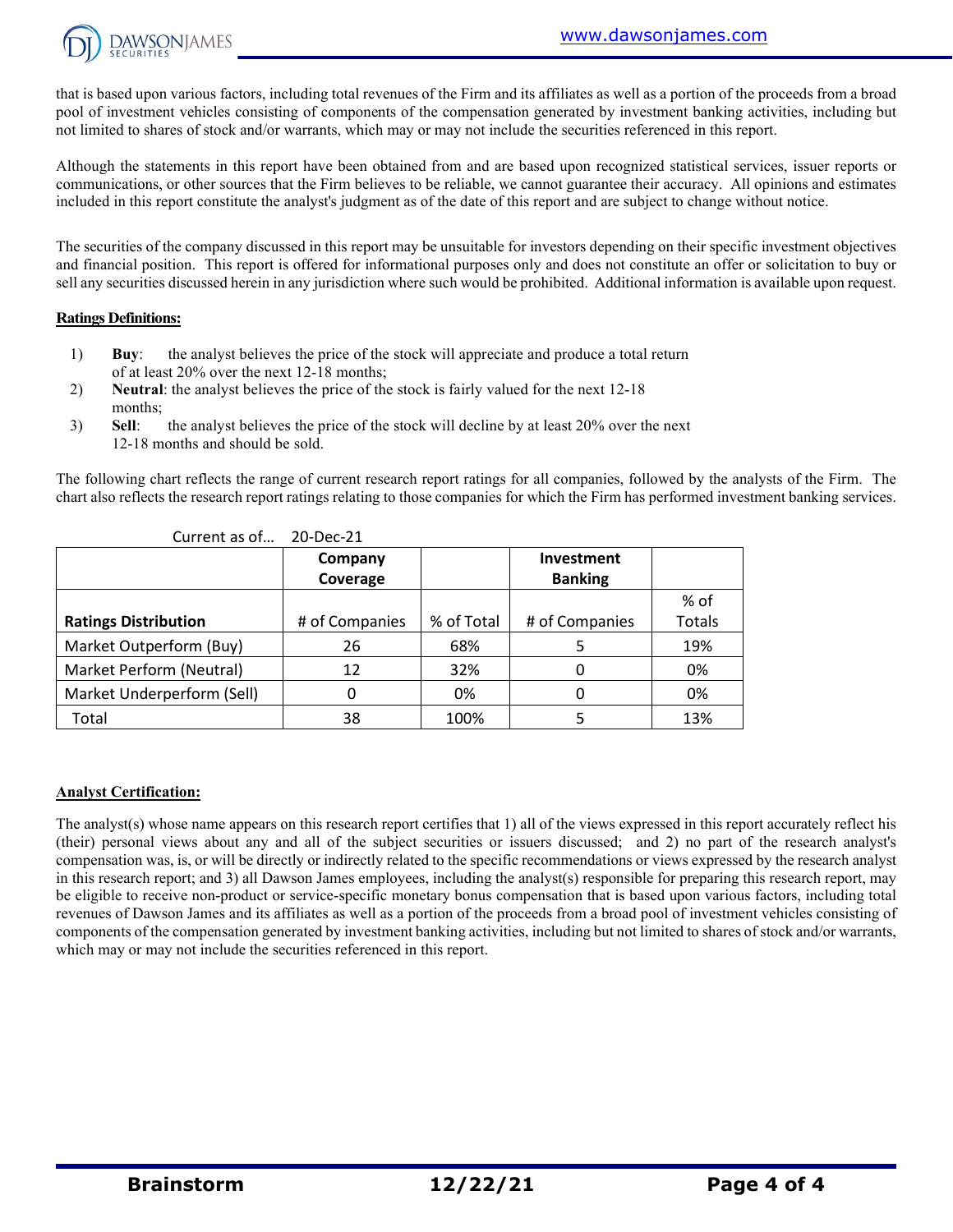that is based upon various factors, including total revenues of the Firm and its affiliates as well as a portion of the proceeds from a broad pool of investment vehicles consisting of components of the compensation generated by investment banking activities, including but not limited to shares of stock and/or warrants, which may or may not include the securities referenced in this report.

Although the statements in this report have been obtained from and are based upon recognized statistical services, issuer reports or communications, or other sources that the Firm believes to be reliable, we cannot guarantee their accuracy. All opinions and estimates included in this report constitute the analyst's judgment as of the date of this report and are subject to change without notice.

The securities of the company discussed in this report may be unsuitable for investors depending on their specific investment objectives and financial position. This report is offered for informational purposes only and does not constitute an offer or solicitation to buy or sell any securities discussed herein in any jurisdiction where such would be prohibited. Additional information is available upon request.

**Ratings Definitions:**

1) **Buy**: the analyst believes the price of the stock will appreciate and produce a total return of at least 20% over the next 12-18 months;
2) **Neutral**: the analyst believes the price of the stock is fairly valued for the next 12-18 months;
3) **Sell**: the analyst believes the price of the stock will decline by at least 20% over the next 12-18 months and should be sold.

The following chart reflects the range of current research report ratings for all companies, followed by the analysts of the Firm. The chart also reflects the research report ratings relating to those companies for which the Firm has performed investment banking services.

Current as of... 20-Dec-21

| | Company Coverage | | Investment Banking | |
|---|---|---|---|---|
| **Ratings Distribution** | # of Companies | % of Total | # of Companies | % of Totals |
| Market Outperform (Buy) | 26 | 68% | 5 | 19% |
| Market Perform (Neutral) | 12 | 32% | 0 | 0% |
| Market Underperform (Sell) | 0 | 0% | 0 | 0% |
| Total | 38 | 100% | 5 | 13% |

**Analyst Certification:**

The analyst(s) whose name appears on this research report certifies that 1) all of the views expressed in this report accurately reflect his (their) personal views about any and all of the subject securities or issuers discussed; and 2) no part of the research analyst's compensation was, is, or will be directly or indirectly related to the specific recommendations or views expressed by the research analyst in this research report; and 3) all Dawson James employees, including the analyst(s) responsible for preparing this research report, may be eligible to receive non-product or service-specific monetary bonus compensation that is based upon various factors, including total revenues of Dawson James and its affiliates as well as a portion of the proceeds from a broad pool of investment vehicles consisting of components of the compensation generated by investment banking activities, including but not limited to shares of stock and/or warrants, which may or may not include the securities referenced in this report.